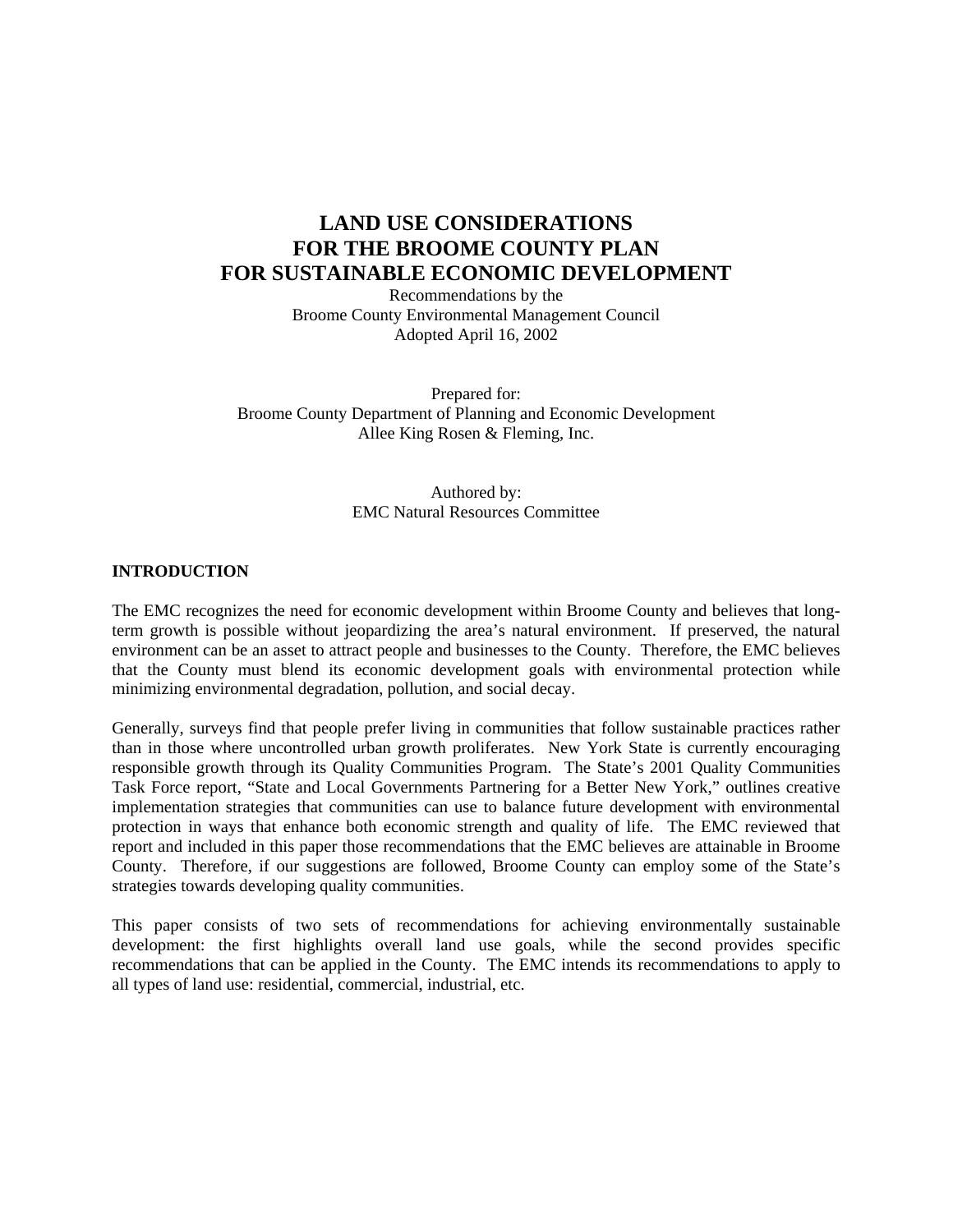# LAND USE CONSIDERATIONS FOR THE BROOME COUNTY PLAN FOR SUSTAINABLE ECONOMIC DEVELOPMENT

Recommendations by the
Broome County Environmental Management Council
Adopted April 16, 2002

Prepared for:
Broome County Department of Planning and Economic Development
Allee King Rosen & Fleming, Inc.

Authored by:
EMC Natural Resources Committee

## INTRODUCTION

The EMC recognizes the need for economic development within Broome County and believes that long-term growth is possible without jeopardizing the area's natural environment. If preserved, the natural environment can be an asset to attract people and businesses to the County. Therefore, the EMC believes that the County must blend its economic development goals with environmental protection while minimizing environmental degradation, pollution, and social decay.

Generally, surveys find that people prefer living in communities that follow sustainable practices rather than in those where uncontrolled urban growth proliferates. New York State is currently encouraging responsible growth through its Quality Communities Program. The State's 2001 Quality Communities Task Force report, "State and Local Governments Partnering for a Better New York," outlines creative implementation strategies that communities can use to balance future development with environmental protection in ways that enhance both economic strength and quality of life. The EMC reviewed that report and included in this paper those recommendations that the EMC believes are attainable in Broome County. Therefore, if our suggestions are followed, Broome County can employ some of the State's strategies towards developing quality communities.

This paper consists of two sets of recommendations for achieving environmentally sustainable development: the first highlights overall land use goals, while the second provides specific recommendations that can be applied in the County. The EMC intends its recommendations to apply to all types of land use: residential, commercial, industrial, etc.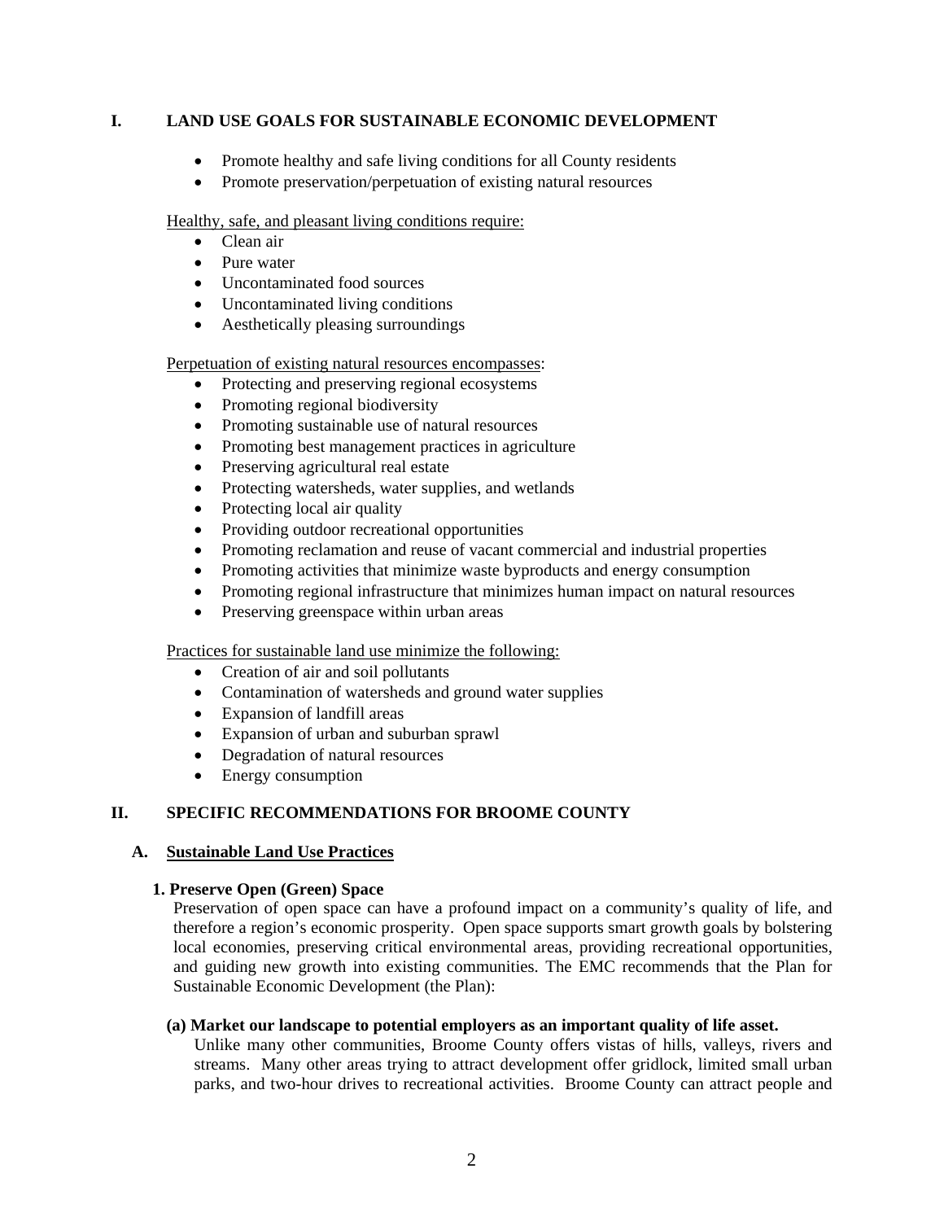## I. LAND USE GOALS FOR SUSTAINABLE ECONOMIC DEVELOPMENT

- Promote healthy and safe living conditions for all County residents
- Promote preservation/perpetuation of existing natural resources

Healthy, safe, and pleasant living conditions require:

- Clean air
- Pure water
- Uncontaminated food sources
- Uncontaminated living conditions
- Aesthetically pleasing surroundings

Perpetuation of existing natural resources encompasses:

- Protecting and preserving regional ecosystems
- Promoting regional biodiversity
- Promoting sustainable use of natural resources
- Promoting best management practices in agriculture
- Preserving agricultural real estate
- Protecting watersheds, water supplies, and wetlands
- Protecting local air quality
- Providing outdoor recreational opportunities
- Promoting reclamation and reuse of vacant commercial and industrial properties
- Promoting activities that minimize waste byproducts and energy consumption
- Promoting regional infrastructure that minimizes human impact on natural resources
- Preserving greenspace within urban areas

Practices for sustainable land use minimize the following:

- Creation of air and soil pollutants
- Contamination of watersheds and ground water supplies
- Expansion of landfill areas
- Expansion of urban and suburban sprawl
- Degradation of natural resources
- Energy consumption

## II. SPECIFIC RECOMMENDATIONS FOR BROOME COUNTY

### A. Sustainable Land Use Practices

#### 1. Preserve Open (Green) Space

Preservation of open space can have a profound impact on a community's quality of life, and therefore a region's economic prosperity. Open space supports smart growth goals by bolstering local economies, preserving critical environmental areas, providing recreational opportunities, and guiding new growth into existing communities. The EMC recommends that the Plan for Sustainable Economic Development (the Plan):

**(a) Market our landscape to potential employers as an important quality of life asset.**

Unlike many other communities, Broome County offers vistas of hills, valleys, rivers and streams. Many other areas trying to attract development offer gridlock, limited small urban parks, and two-hour drives to recreational activities. Broome County can attract people and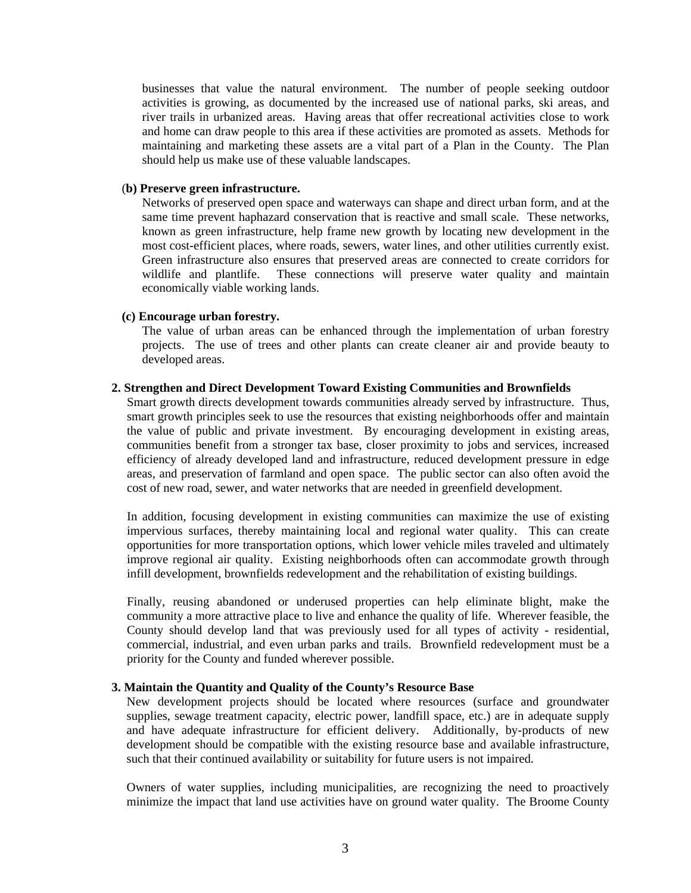businesses that value the natural environment. The number of people seeking outdoor activities is growing, as documented by the increased use of national parks, ski areas, and river trails in urbanized areas. Having areas that offer recreational activities close to work and home can draw people to this area if these activities are promoted as assets. Methods for maintaining and marketing these assets are a vital part of a Plan in the County. The Plan should help us make use of these valuable landscapes.

**(b) Preserve green infrastructure.**

Networks of preserved open space and waterways can shape and direct urban form, and at the same time prevent haphazard conservation that is reactive and small scale. These networks, known as green infrastructure, help frame new growth by locating new development in the most cost-efficient places, where roads, sewers, water lines, and other utilities currently exist. Green infrastructure also ensures that preserved areas are connected to create corridors for wildlife and plantlife. These connections will preserve water quality and maintain economically viable working lands.

**(c) Encourage urban forestry.**

The value of urban areas can be enhanced through the implementation of urban forestry projects. The use of trees and other plants can create cleaner air and provide beauty to developed areas.

**2. Strengthen and Direct Development Toward Existing Communities and Brownfields**

Smart growth directs development towards communities already served by infrastructure. Thus, smart growth principles seek to use the resources that existing neighborhoods offer and maintain the value of public and private investment. By encouraging development in existing areas, communities benefit from a stronger tax base, closer proximity to jobs and services, increased efficiency of already developed land and infrastructure, reduced development pressure in edge areas, and preservation of farmland and open space. The public sector can also often avoid the cost of new road, sewer, and water networks that are needed in greenfield development.

In addition, focusing development in existing communities can maximize the use of existing impervious surfaces, thereby maintaining local and regional water quality. This can create opportunities for more transportation options, which lower vehicle miles traveled and ultimately improve regional air quality. Existing neighborhoods often can accommodate growth through infill development, brownfields redevelopment and the rehabilitation of existing buildings.

Finally, reusing abandoned or underused properties can help eliminate blight, make the community a more attractive place to live and enhance the quality of life. Wherever feasible, the County should develop land that was previously used for all types of activity - residential, commercial, industrial, and even urban parks and trails. Brownfield redevelopment must be a priority for the County and funded wherever possible.

**3. Maintain the Quantity and Quality of the County's Resource Base**

New development projects should be located where resources (surface and groundwater supplies, sewage treatment capacity, electric power, landfill space, etc.) are in adequate supply and have adequate infrastructure for efficient delivery. Additionally, by-products of new development should be compatible with the existing resource base and available infrastructure, such that their continued availability or suitability for future users is not impaired.

Owners of water supplies, including municipalities, are recognizing the need to proactively minimize the impact that land use activities have on ground water quality. The Broome County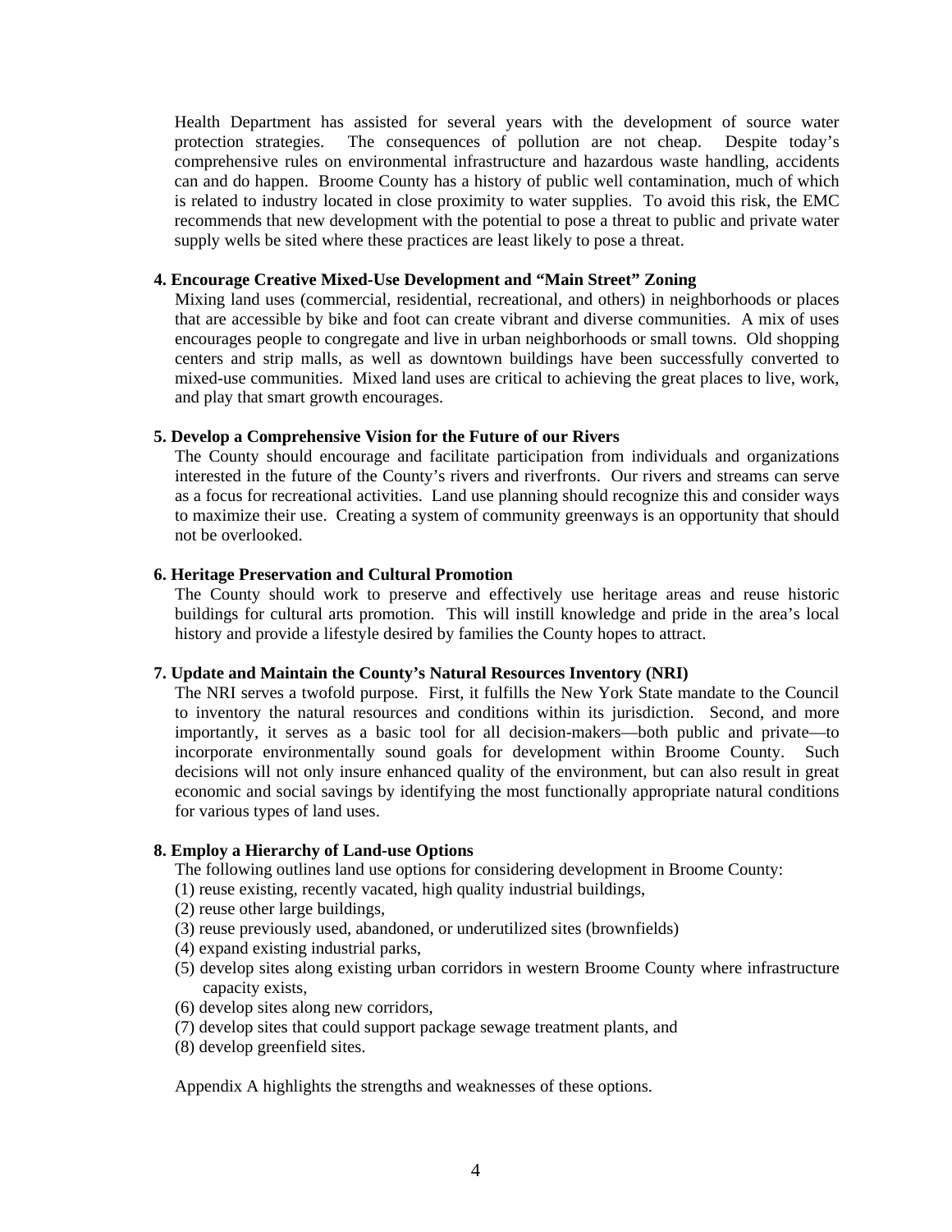Health Department has assisted for several years with the development of source water protection strategies. The consequences of pollution are not cheap. Despite today's comprehensive rules on environmental infrastructure and hazardous waste handling, accidents can and do happen. Broome County has a history of public well contamination, much of which is related to industry located in close proximity to water supplies. To avoid this risk, the EMC recommends that new development with the potential to pose a threat to public and private water supply wells be sited where these practices are least likely to pose a threat.

**4. Encourage Creative Mixed-Use Development and "Main Street" Zoning**

Mixing land uses (commercial, residential, recreational, and others) in neighborhoods or places that are accessible by bike and foot can create vibrant and diverse communities. A mix of uses encourages people to congregate and live in urban neighborhoods or small towns. Old shopping centers and strip malls, as well as downtown buildings have been successfully converted to mixed-use communities. Mixed land uses are critical to achieving the great places to live, work, and play that smart growth encourages.

**5. Develop a Comprehensive Vision for the Future of our Rivers**

The County should encourage and facilitate participation from individuals and organizations interested in the future of the County's rivers and riverfronts. Our rivers and streams can serve as a focus for recreational activities. Land use planning should recognize this and consider ways to maximize their use. Creating a system of community greenways is an opportunity that should not be overlooked.

**6. Heritage Preservation and Cultural Promotion**

The County should work to preserve and effectively use heritage areas and reuse historic buildings for cultural arts promotion. This will instill knowledge and pride in the area's local history and provide a lifestyle desired by families the County hopes to attract.

**7. Update and Maintain the County's Natural Resources Inventory (NRI)**

The NRI serves a twofold purpose. First, it fulfills the New York State mandate to the Council to inventory the natural resources and conditions within its jurisdiction. Second, and more importantly, it serves as a basic tool for all decision-makers—both public and private—to incorporate environmentally sound goals for development within Broome County. Such decisions will not only insure enhanced quality of the environment, but can also result in great economic and social savings by identifying the most functionally appropriate natural conditions for various types of land uses.

**8. Employ a Hierarchy of Land-use Options**

The following outlines land use options for considering development in Broome County:

(1) reuse existing, recently vacated, high quality industrial buildings,
(2) reuse other large buildings,
(3) reuse previously used, abandoned, or underutilized sites (brownfields)
(4) expand existing industrial parks,
(5) develop sites along existing urban corridors in western Broome County where infrastructure capacity exists,
(6) develop sites along new corridors,
(7) develop sites that could support package sewage treatment plants, and
(8) develop greenfield sites.

Appendix A highlights the strengths and weaknesses of these options.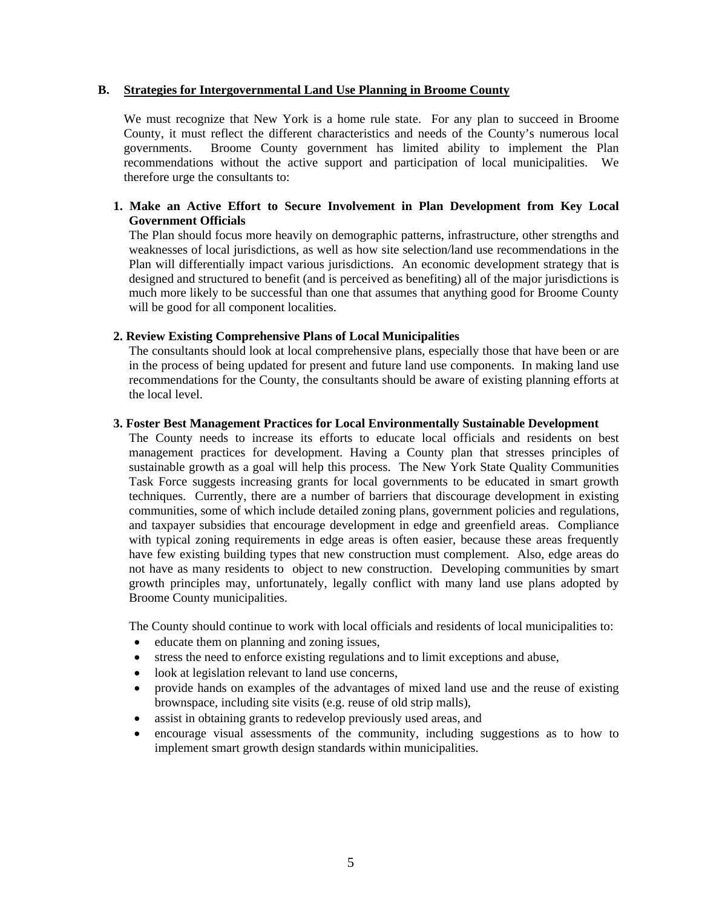## B. Strategies for Intergovernmental Land Use Planning in Broome County

We must recognize that New York is a home rule state. For any plan to succeed in Broome County, it must reflect the different characteristics and needs of the County's numerous local governments. Broome County government has limited ability to implement the Plan recommendations without the active support and participation of local municipalities. We therefore urge the consultants to:

### 1. Make an Active Effort to Secure Involvement in Plan Development from Key Local Government Officials

The Plan should focus more heavily on demographic patterns, infrastructure, other strengths and weaknesses of local jurisdictions, as well as how site selection/land use recommendations in the Plan will differentially impact various jurisdictions. An economic development strategy that is designed and structured to benefit (and is perceived as benefiting) all of the major jurisdictions is much more likely to be successful than one that assumes that anything good for Broome County will be good for all component localities.

### 2. Review Existing Comprehensive Plans of Local Municipalities

The consultants should look at local comprehensive plans, especially those that have been or are in the process of being updated for present and future land use components. In making land use recommendations for the County, the consultants should be aware of existing planning efforts at the local level.

### 3. Foster Best Management Practices for Local Environmentally Sustainable Development

The County needs to increase its efforts to educate local officials and residents on best management practices for development. Having a County plan that stresses principles of sustainable growth as a goal will help this process. The New York State Quality Communities Task Force suggests increasing grants for local governments to be educated in smart growth techniques. Currently, there are a number of barriers that discourage development in existing communities, some of which include detailed zoning plans, government policies and regulations, and taxpayer subsidies that encourage development in edge and greenfield areas. Compliance with typical zoning requirements in edge areas is often easier, because these areas frequently have few existing building types that new construction must complement. Also, edge areas do not have as many residents to object to new construction. Developing communities by smart growth principles may, unfortunately, legally conflict with many land use plans adopted by Broome County municipalities.

The County should continue to work with local officials and residents of local municipalities to:

- educate them on planning and zoning issues,
- stress the need to enforce existing regulations and to limit exceptions and abuse,
- look at legislation relevant to land use concerns,
- provide hands on examples of the advantages of mixed land use and the reuse of existing brownspace, including site visits (e.g. reuse of old strip malls),
- assist in obtaining grants to redevelop previously used areas, and
- encourage visual assessments of the community, including suggestions as to how to implement smart growth design standards within municipalities.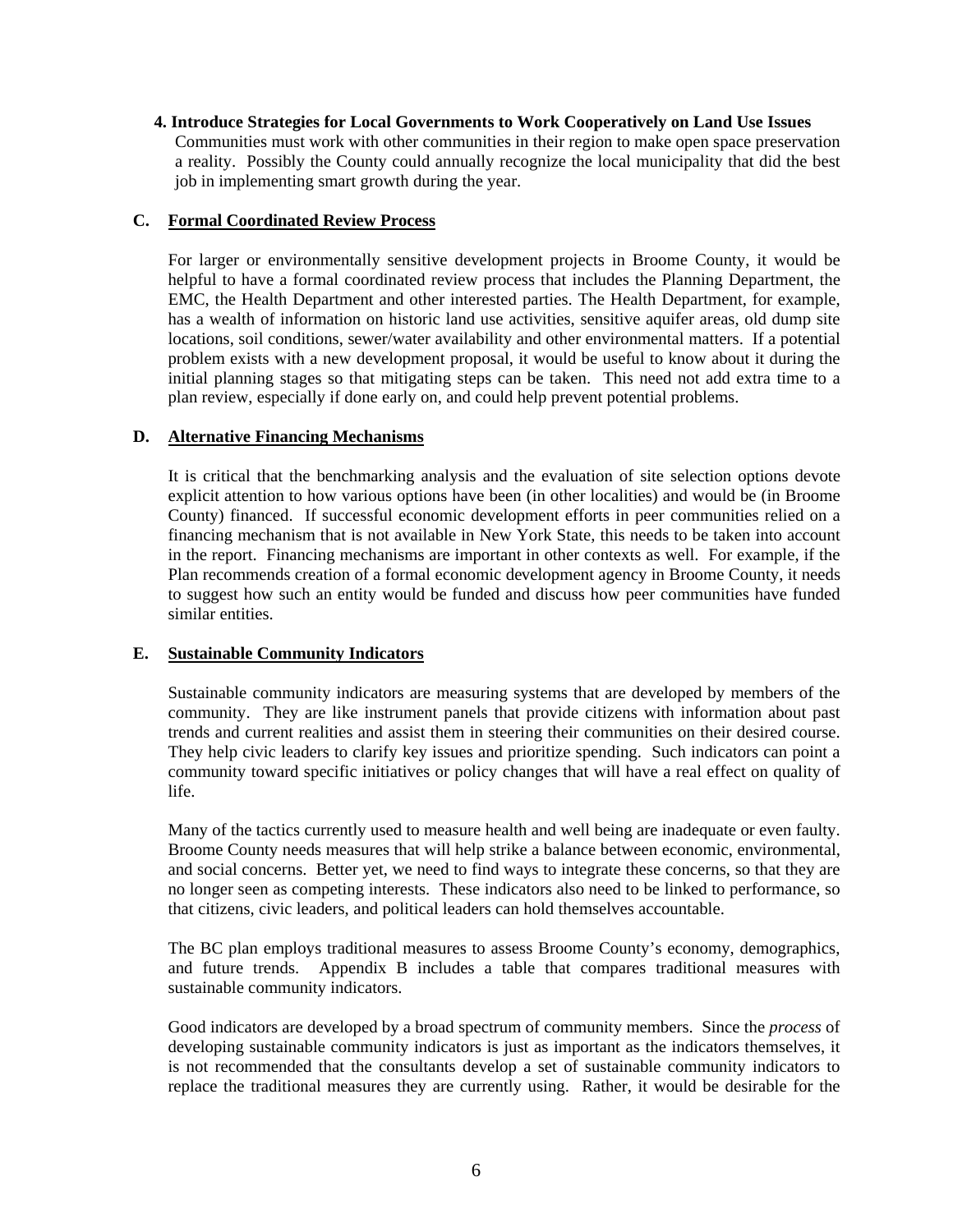**4. Introduce Strategies for Local Governments to Work Cooperatively on Land Use Issues**

Communities must work with other communities in their region to make open space preservation a reality. Possibly the County could annually recognize the local municipality that did the best job in implementing smart growth during the year.

## C. Formal Coordinated Review Process

For larger or environmentally sensitive development projects in Broome County, it would be helpful to have a formal coordinated review process that includes the Planning Department, the EMC, the Health Department and other interested parties. The Health Department, for example, has a wealth of information on historic land use activities, sensitive aquifer areas, old dump site locations, soil conditions, sewer/water availability and other environmental matters. If a potential problem exists with a new development proposal, it would be useful to know about it during the initial planning stages so that mitigating steps can be taken. This need not add extra time to a plan review, especially if done early on, and could help prevent potential problems.

## D. Alternative Financing Mechanisms

It is critical that the benchmarking analysis and the evaluation of site selection options devote explicit attention to how various options have been (in other localities) and would be (in Broome County) financed. If successful economic development efforts in peer communities relied on a financing mechanism that is not available in New York State, this needs to be taken into account in the report. Financing mechanisms are important in other contexts as well. For example, if the Plan recommends creation of a formal economic development agency in Broome County, it needs to suggest how such an entity would be funded and discuss how peer communities have funded similar entities.

## E. Sustainable Community Indicators

Sustainable community indicators are measuring systems that are developed by members of the community. They are like instrument panels that provide citizens with information about past trends and current realities and assist them in steering their communities on their desired course. They help civic leaders to clarify key issues and prioritize spending. Such indicators can point a community toward specific initiatives or policy changes that will have a real effect on quality of life.

Many of the tactics currently used to measure health and well being are inadequate or even faulty. Broome County needs measures that will help strike a balance between economic, environmental, and social concerns. Better yet, we need to find ways to integrate these concerns, so that they are no longer seen as competing interests. These indicators also need to be linked to performance, so that citizens, civic leaders, and political leaders can hold themselves accountable.

The BC plan employs traditional measures to assess Broome County's economy, demographics, and future trends. Appendix B includes a table that compares traditional measures with sustainable community indicators.

Good indicators are developed by a broad spectrum of community members. Since the *process* of developing sustainable community indicators is just as important as the indicators themselves, it is not recommended that the consultants develop a set of sustainable community indicators to replace the traditional measures they are currently using. Rather, it would be desirable for the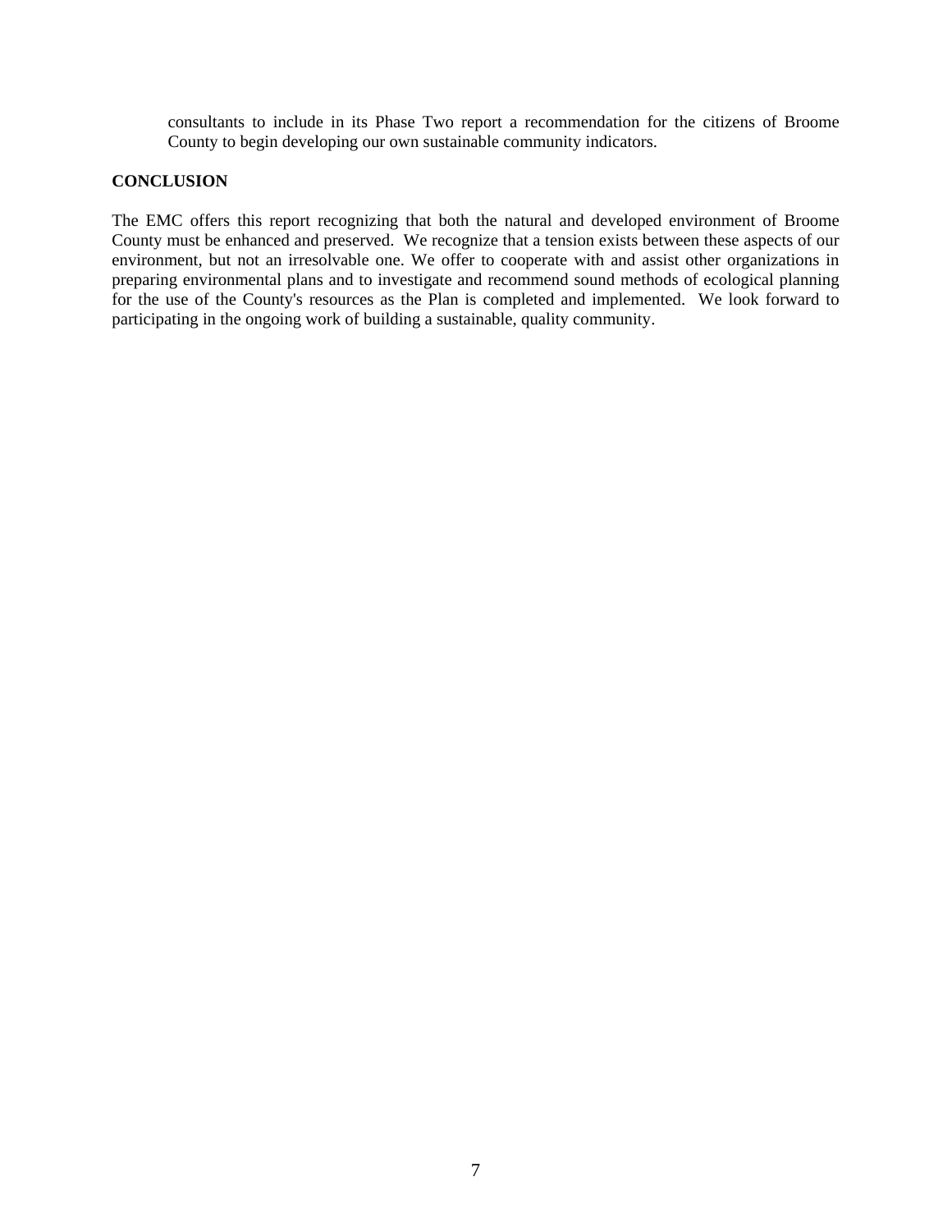consultants to include in its Phase Two report a recommendation for the citizens of Broome County to begin developing our own sustainable community indicators.

**CONCLUSION**

The EMC offers this report recognizing that both the natural and developed environment of Broome County must be enhanced and preserved. We recognize that a tension exists between these aspects of our environment, but not an irresolvable one. We offer to cooperate with and assist other organizations in preparing environmental plans and to investigate and recommend sound methods of ecological planning for the use of the County's resources as the Plan is completed and implemented. We look forward to participating in the ongoing work of building a sustainable, quality community.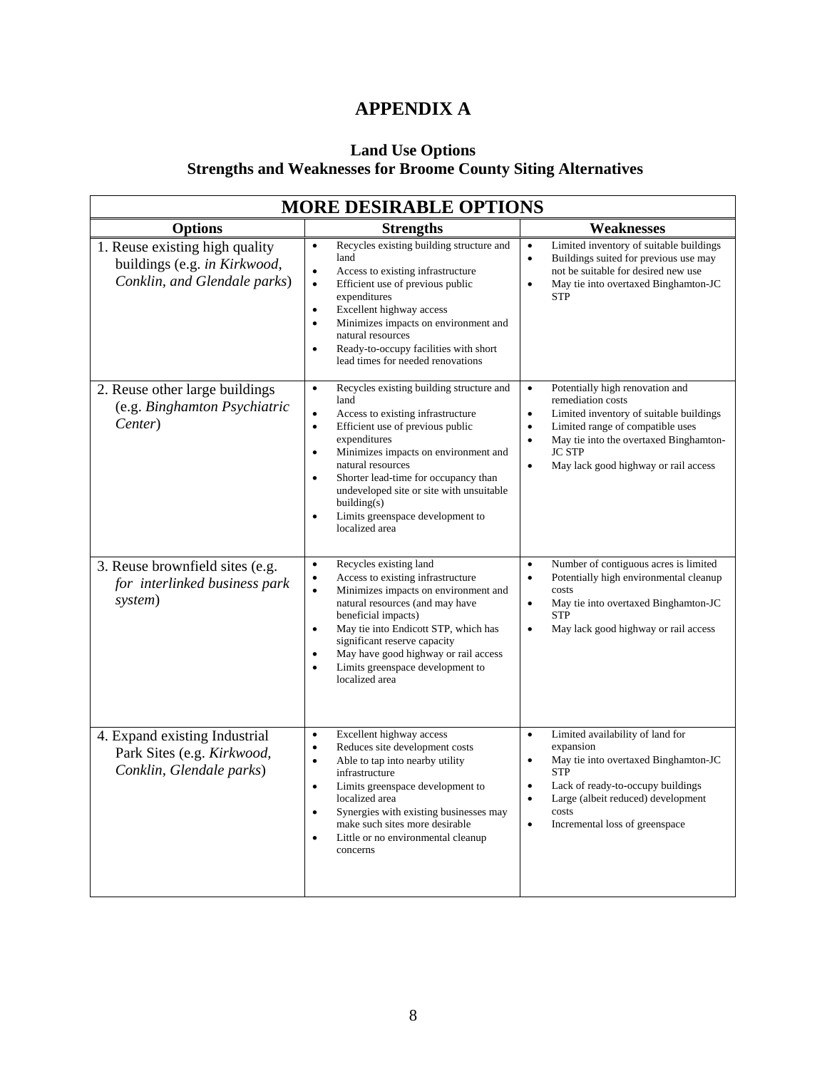# APPENDIX A

## Land Use Options
## Strengths and Weaknesses for Broome County Siting Alternatives

| MORE DESIRABLE OPTIONS | | |
|---|---|---|
| **Options** | **Strengths** | **Weaknesses** |
| 1. Reuse existing high quality buildings (e.g. *in Kirkwood, Conklin, and Glendale parks*) | • Recycles existing building structure and land<br>• Access to existing infrastructure<br>• Efficient use of previous public expenditures<br>• Excellent highway access<br>• Minimizes impacts on environment and natural resources<br>• Ready-to-occupy facilities with short lead times for needed renovations | • Limited inventory of suitable buildings<br>• Buildings suited for previous use may not be suitable for desired new use<br>• May tie into overtaxed Binghamton-JC STP |
| 2. Reuse other large buildings (e.g. *Binghamton Psychiatric Center*) | • Recycles existing building structure and land<br>• Access to existing infrastructure<br>• Efficient use of previous public expenditures<br>• Minimizes impacts on environment and natural resources<br>• Shorter lead-time for occupancy than undeveloped site or site with unsuitable building(s)<br>• Limits greenspace development to localized area | • Potentially high renovation and remediation costs<br>• Limited inventory of suitable buildings<br>• Limited range of compatible uses<br>• May tie into the overtaxed Binghamton-JC STP<br>• May lack good highway or rail access |
| 3. Reuse brownfield sites (e.g. *for interlinked business park system*) | • Recycles existing land<br>• Access to existing infrastructure<br>• Minimizes impacts on environment and natural resources (and may have beneficial impacts)<br>• May tie into Endicott STP, which has significant reserve capacity<br>• May have good highway or rail access<br>• Limits greenspace development to localized area | • Number of contiguous acres is limited<br>• Potentially high environmental cleanup costs<br>• May tie into overtaxed Binghamton-JC STP<br>• May lack good highway or rail access |
| 4. Expand existing Industrial Park Sites (e.g. *Kirkwood, Conklin, Glendale parks*) | • Excellent highway access<br>• Reduces site development costs<br>• Able to tap into nearby utility infrastructure<br>• Limits greenspace development to localized area<br>• Synergies with existing businesses may make such sites more desirable<br>• Little or no environmental cleanup concerns | • Limited availability of land for expansion<br>• May tie into overtaxed Binghamton-JC STP<br>• Lack of ready-to-occupy buildings<br>• Large (albeit reduced) development costs<br>• Incremental loss of greenspace |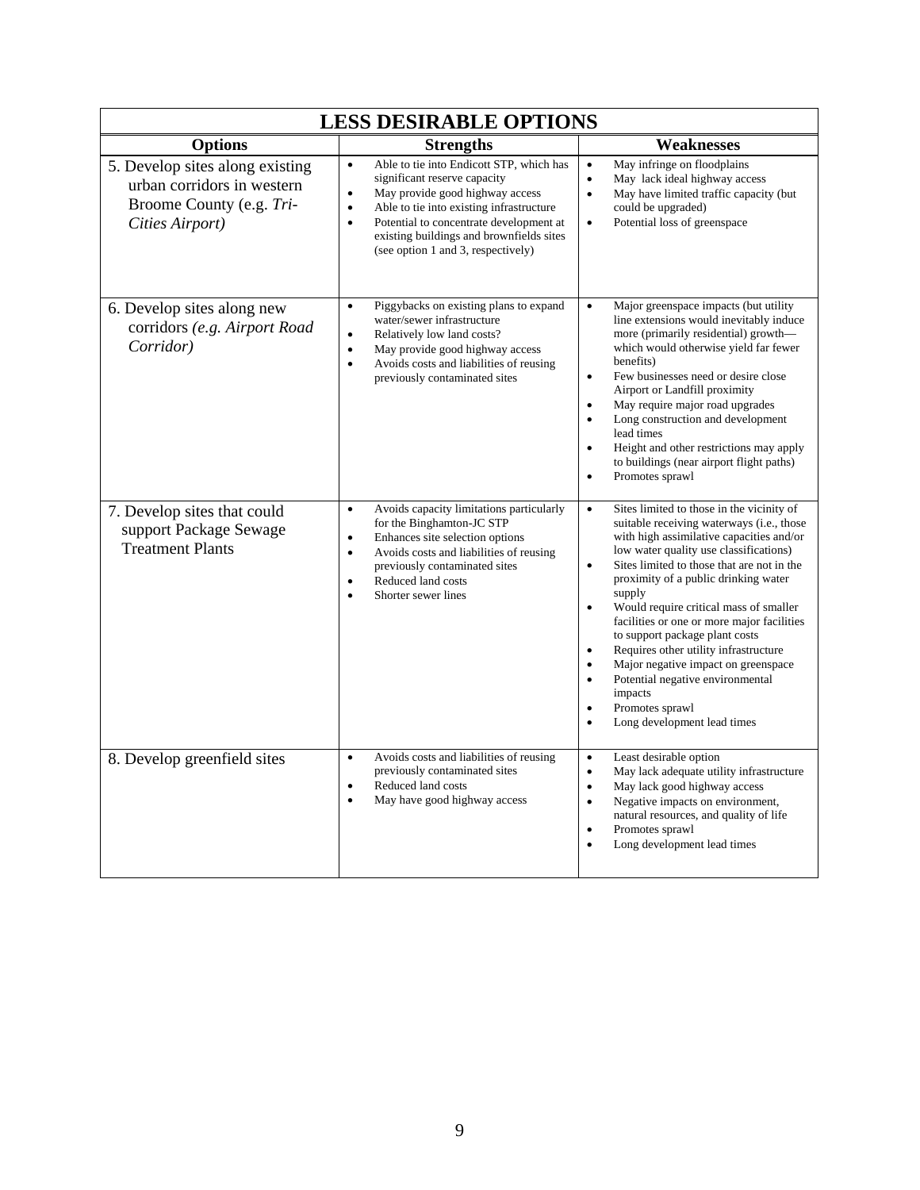| LESS DESIRABLE OPTIONS | | |
|---|---|---|
| **Options** | **Strengths** | **Weaknesses** |
| 5. Develop sites along existing urban corridors in western Broome County (e.g. *Tri-Cities Airport)* | • Able to tie into Endicott STP, which has significant reserve capacity<br>• May provide good highway access<br>• Able to tie into existing infrastructure<br>• Potential to concentrate development at existing buildings and brownfields sites (see option 1 and 3, respectively) | • May infringe on floodplains<br>• May lack ideal highway access<br>• May have limited traffic capacity (but could be upgraded)<br>• Potential loss of greenspace |
| 6. Develop sites along new corridors *(e.g. Airport Road Corridor)* | • Piggybacks on existing plans to expand water/sewer infrastructure<br>• Relatively low land costs?<br>• May provide good highway access<br>• Avoids costs and liabilities of reusing previously contaminated sites | • Major greenspace impacts (but utility line extensions would inevitably induce more (primarily residential) growth—which would otherwise yield far fewer benefits)<br>• Few businesses need or desire close Airport or Landfill proximity<br>• May require major road upgrades<br>• Long construction and development lead times<br>• Height and other restrictions may apply to buildings (near airport flight paths)<br>• Promotes sprawl |
| 7. Develop sites that could support Package Sewage Treatment Plants | • Avoids capacity limitations particularly for the Binghamton-JC STP<br>• Enhances site selection options<br>• Avoids costs and liabilities of reusing previously contaminated sites<br>• Reduced land costs<br>• Shorter sewer lines | • Sites limited to those in the vicinity of suitable receiving waterways (i.e., those with high assimilative capacities and/or low water quality use classifications)<br>• Sites limited to those that are not in the proximity of a public drinking water supply<br>• Would require critical mass of smaller facilities or one or more major facilities to support package plant costs<br>• Requires other utility infrastructure<br>• Major negative impact on greenspace<br>• Potential negative environmental impacts<br>• Promotes sprawl<br>• Long development lead times |
| 8. Develop greenfield sites | • Avoids costs and liabilities of reusing previously contaminated sites<br>• Reduced land costs<br>• May have good highway access | • Least desirable option<br>• May lack adequate utility infrastructure<br>• May lack good highway access<br>• Negative impacts on environment, natural resources, and quality of life<br>• Promotes sprawl<br>• Long development lead times |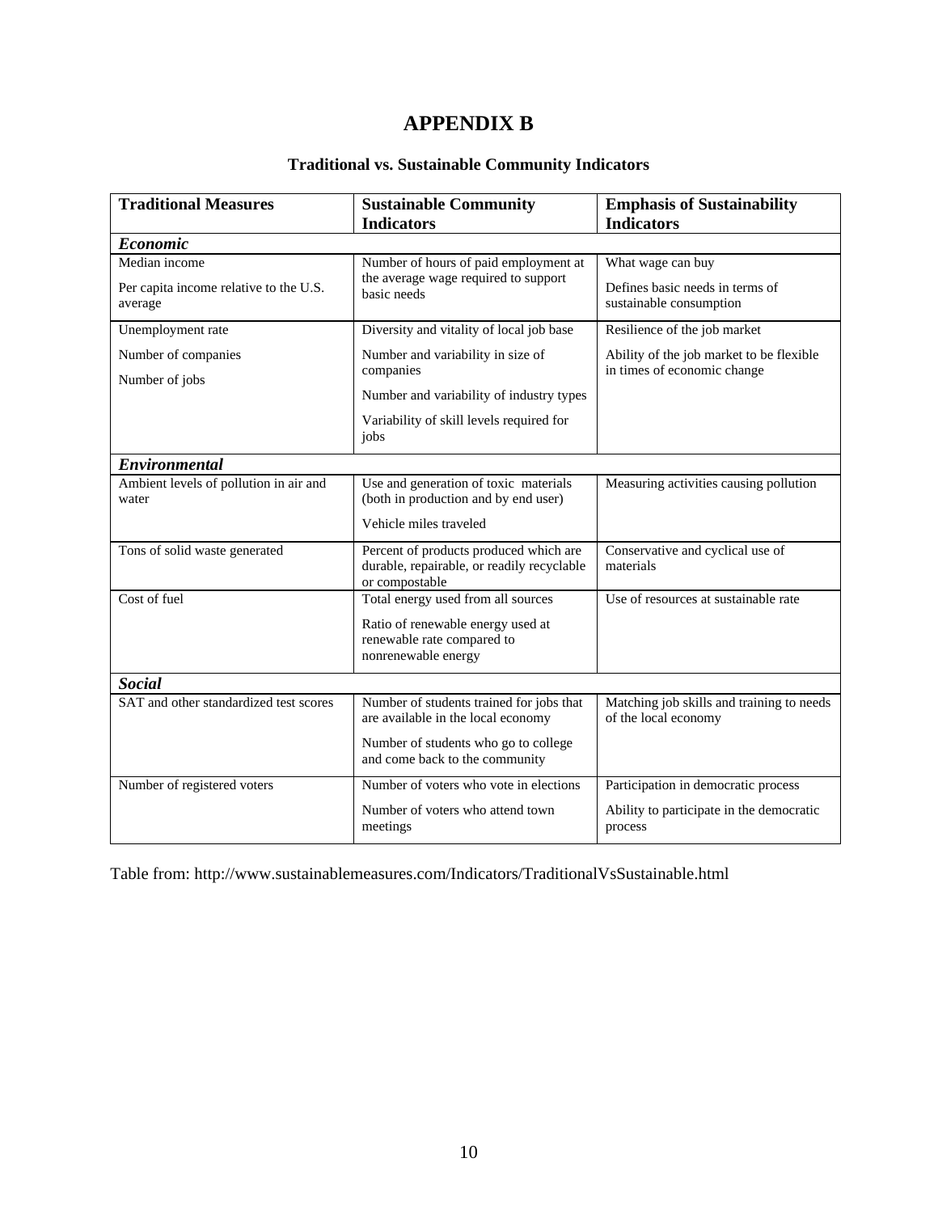# APPENDIX B

## Traditional vs. Sustainable Community Indicators

| Traditional Measures | Sustainable Community Indicators | Emphasis of Sustainability Indicators |
|---|---|---|
| ***Economic*** | | |
| Median income<br><br>Per capita income relative to the U.S. average | Number of hours of paid employment at the average wage required to support basic needs | What wage can buy<br><br>Defines basic needs in terms of sustainable consumption |
| Unemployment rate<br><br>Number of companies<br><br>Number of jobs | Diversity and vitality of local job base<br><br>Number and variability in size of companies<br><br>Number and variability of industry types<br><br>Variability of skill levels required for jobs | Resilience of the job market<br><br>Ability of the job market to be flexible in times of economic change |
| ***Environmental*** | | |
| Ambient levels of pollution in air and water | Use and generation of toxic materials (both in production and by end user)<br><br>Vehicle miles traveled | Measuring activities causing pollution |
| Tons of solid waste generated | Percent of products produced which are durable, repairable, or readily recyclable or compostable | Conservative and cyclical use of materials |
| Cost of fuel | Total energy used from all sources<br><br>Ratio of renewable energy used at renewable rate compared to nonrenewable energy | Use of resources at sustainable rate |
| ***Social*** | | |
| SAT and other standardized test scores | Number of students trained for jobs that are available in the local economy<br><br>Number of students who go to college and come back to the community | Matching job skills and training to needs of the local economy |
| Number of registered voters | Number of voters who vote in elections<br><br>Number of voters who attend town meetings | Participation in democratic process<br><br>Ability to participate in the democratic process |

Table from: http://www.sustainablemeasures.com/Indicators/TraditionalVsSustainable.html